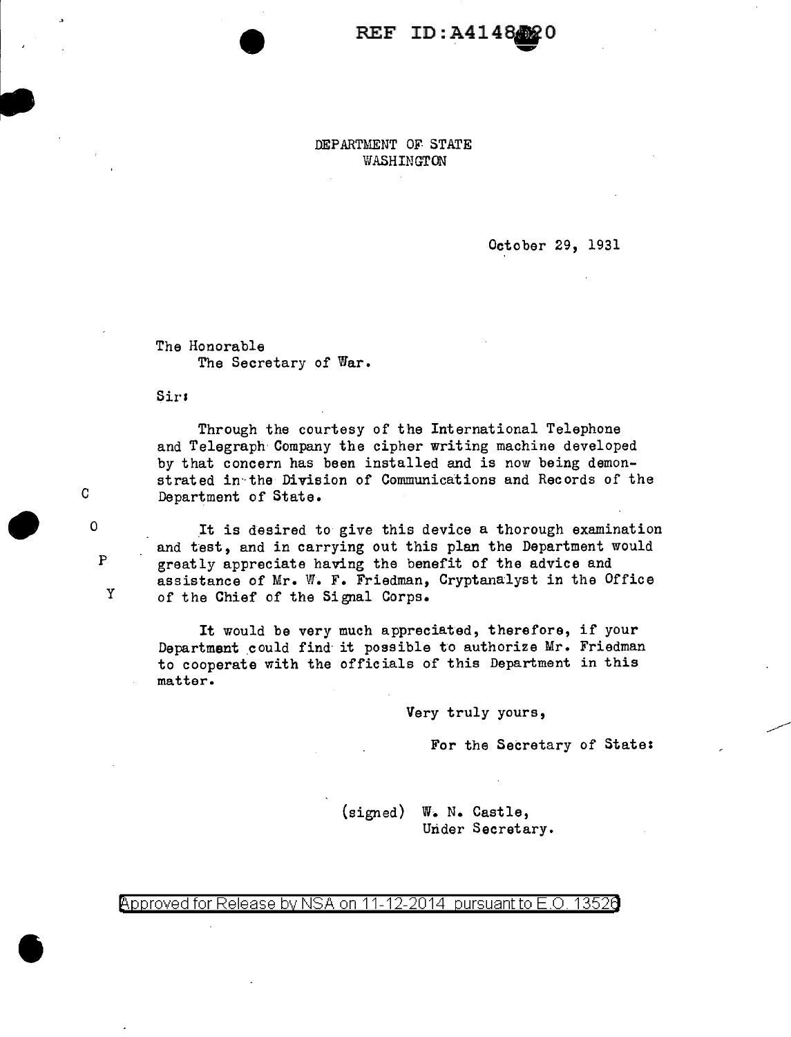DEPARTMENT OF STATE
WASHINGTON

October 29, 1931

The Honorable
The Secretary of War.

Sir:

Through the courtesy of the International Telephone and Telegraph Company the cipher writing machine developed by that concern has been installed and is now being demonstrated in the Division of Communications and Records of the Department of State.

C O P Y

It is desired to give this device a thorough examination and test, and in carrying out this plan the Department would greatly appreciate having the benefit of the advice and assistance of Mr. W. F. Friedman, Cryptanalyst in the Office of the Chief of the Signal Corps.

It would be very much appreciated, therefore, if your Department could find it possible to authorize Mr. Friedman to cooperate with the officials of this Department in this matter.

Very truly yours,

For the Secretary of State:

(signed) W. N. Castle,
Under Secretary.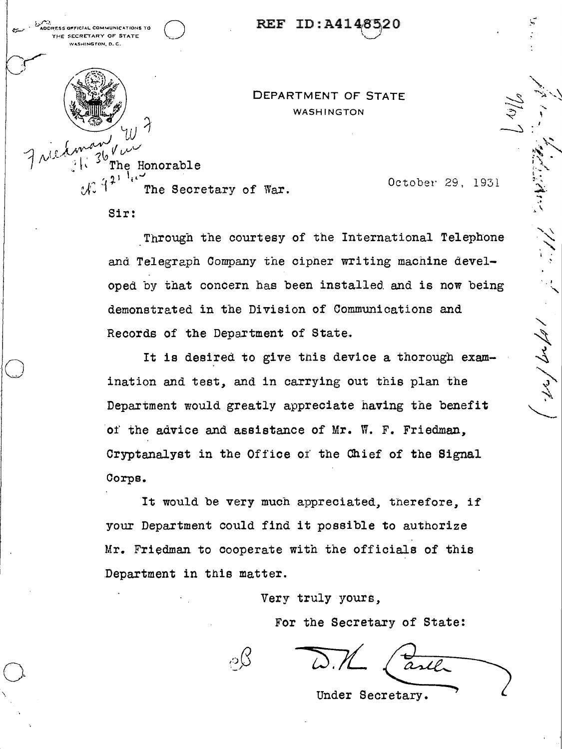ADDRESS OFFICIAL COMMUNICATIONS TO
THE SECRETARY OF STATE
WASHINGTON, D. C.

REF ID:A4148520

DEPARTMENT OF STATE
WASHINGTON

The Honorable
The Secretary of War.

October 29, 1931

Sir:

Through the courtesy of the International Telephone and Telegraph Company the cipher writing machine developed by that concern has been installed and is now being demonstrated in the Division of Communications and Records of the Department of State.

It is desired to give this device a thorough examination and test, and in carrying out this plan the Department would greatly appreciate having the benefit of the advice and assistance of Mr. W. F. Friedman, Cryptanalyst in the Office of the Chief of the Signal Corps.

It would be very much appreciated, therefore, if your Department could find it possible to authorize Mr. Friedman to cooperate with the officials of this Department in this matter.

Very truly yours,

For the Secretary of State:

W. R. Castle

Under Secretary.